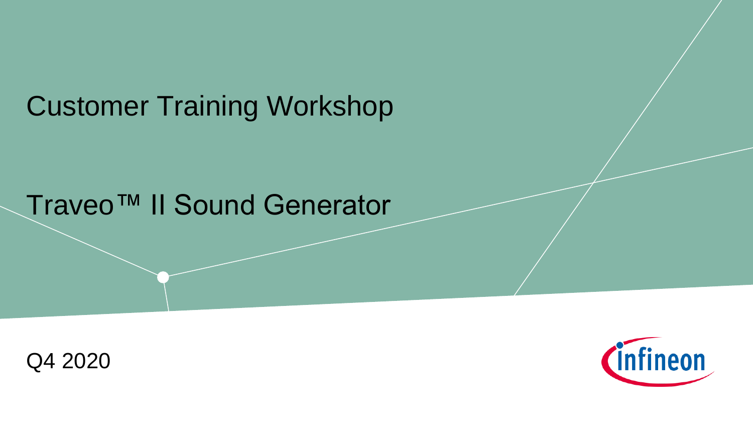# Customer Training Workshop

# Traveo™ II Sound Generator

Q4 2020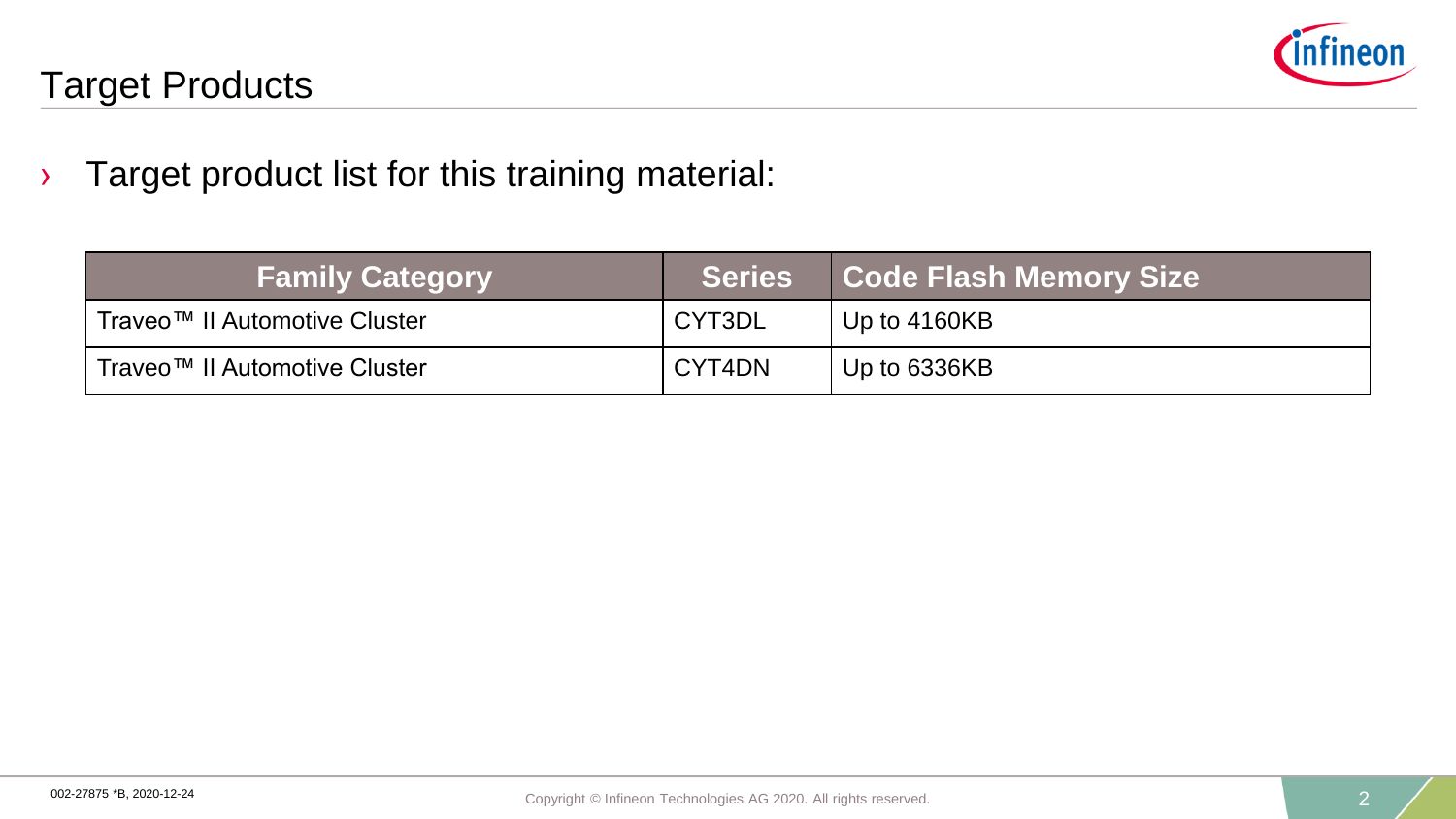# Target Products

- Target product list for this training material:

| Family Category | Series | Code Flash Memory Size |
|---|---|---|
| Traveo™ II Automotive Cluster | CYT3DL | Up to 4160KB |
| Traveo™ II Automotive Cluster | CYT4DN | Up to 6336KB |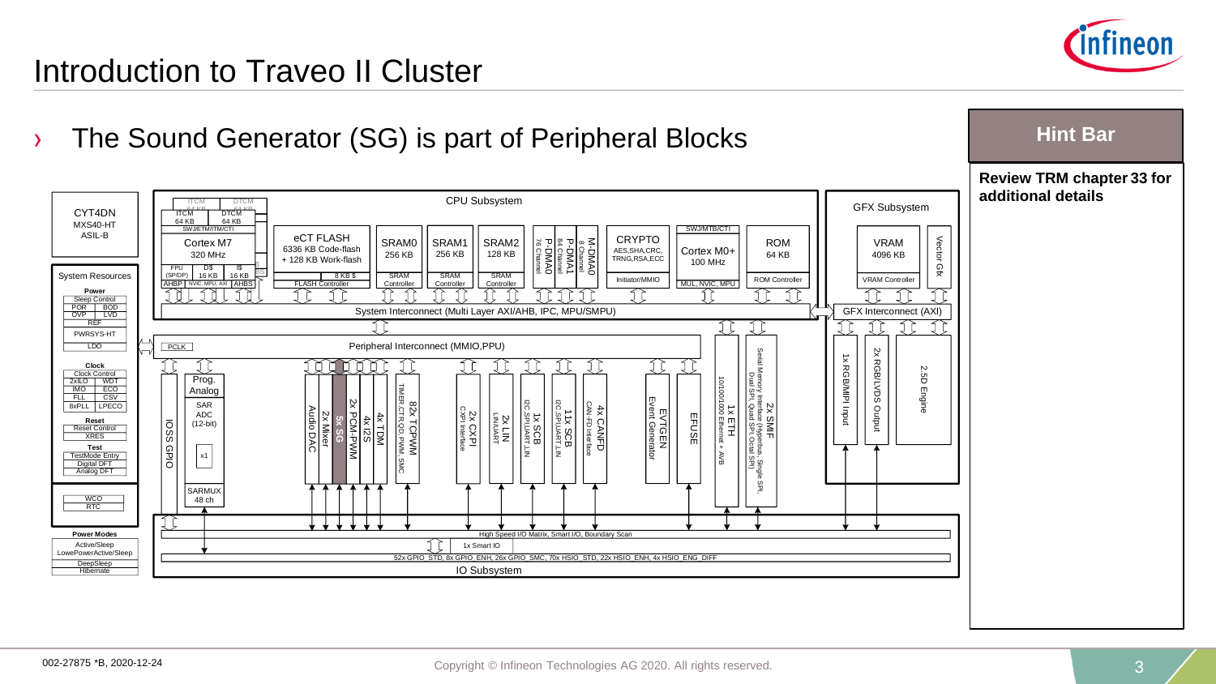# Introduction to Traveo II Cluster

› The Sound Generator (SG) is part of Peripheral Blocks

**Hint Bar**

**Review TRM chapter 33 for additional details**

CYT4DN
MXS40-HT
ASIL-B

System Resources

**Power**
Sleep Control
POR | BOD
OVP | LVD
REF
PWRSYS-HT
LDO

**Clock**
Clock Control
2xILO | WDT
IMO | ECO
FLL | CSV
8xPLL | LPECO

**Reset**
Reset Control
XRES

**Test**
TestMode Entry
Digital DFT
Analog DFT

WCO
RTC

**Power Modes**
Active/Sleep
LowePowerActive/Sleep
DeepSleep
Hibernate

CPU Subsystem

ITCM 64 KB | DTCM 64 KB
SWJ/ETM/ITM/CTI
Cortex M7 320 MHz
FPU (SP/DP) | D$ 16 KB | I$ 16 KB
AHBP | NVIC, MPU, AXI | AHBS

eCT FLASH
6336 KB Code-flash + 128 KB Work-flash
8 KB $
FLASH Controller

SRAM0 256 KB — SRAM Controller
SRAM1 256 KB — SRAM Controller
SRAM2 128 KB — SRAM Controller

P-DMA0 76 Channel
P-DMA1 84 Channel
M-DMA0 8 Channel

CRYPTO
AES,SHA,CRC, TRNG,RSA,ECC
Initiator/MMIO

SWJ/MTB/CTI
Cortex M0+ 100 MHz
MUL, NVIC, MPU

ROM 64 KB
ROM Controller

System Interconnect (Multi Layer AXI/AHB, IPC, MPU/SMPU)

GFX Subsystem
VRAM 4096 KB
VRAM Controller
Vector Gfx
GFX Interconnect (AXI)
1x RGB/MIPI Input
2x RGB/LVDS Output
2.5D Engine

PCLK
Peripheral Interconnect (MMIO,PPU)

IOSS GPIO
Prog. Analog
SAR ADC (12-bit)
x1
SARMUX 48 ch
Audio DAC
2x Mixer
5x SG
2x PCM-PWM
4x I2S
4x TDM
82x TCPWM — TIMER,CTR,QD, PWM, SMC
2x CXPI — CXPI Interface
2x LIN — LIN/UART
1x SCB — I2C,SPI,UART,LIN
11x SCB — I2C,SPI,UART,LIN
4x CANFD — CAN-FD Interface
EVTGEN — Event Generator
EFUSE
1x ETH — 10/100/1000 Ethernet + AVB
2x SMIF — Serial Memory Interface (Hyperbus, Single SPI, Dual SPI, Quad SPI, Octal SPI)

High Speed I/O Matrix, Smart I/O, Boundary Scan
1x Smart IO
52x GPIO_STD, 8x GPIO_ENH, 26x GPIO_SMC, 70x HSIO_STD, 22x HSIO_ENH, 4x HSIO_ENG_DIFF
IO Subsystem

002-27875 *B, 2020-12-24

Copyright © Infineon Technologies AG 2020. All rights reserved.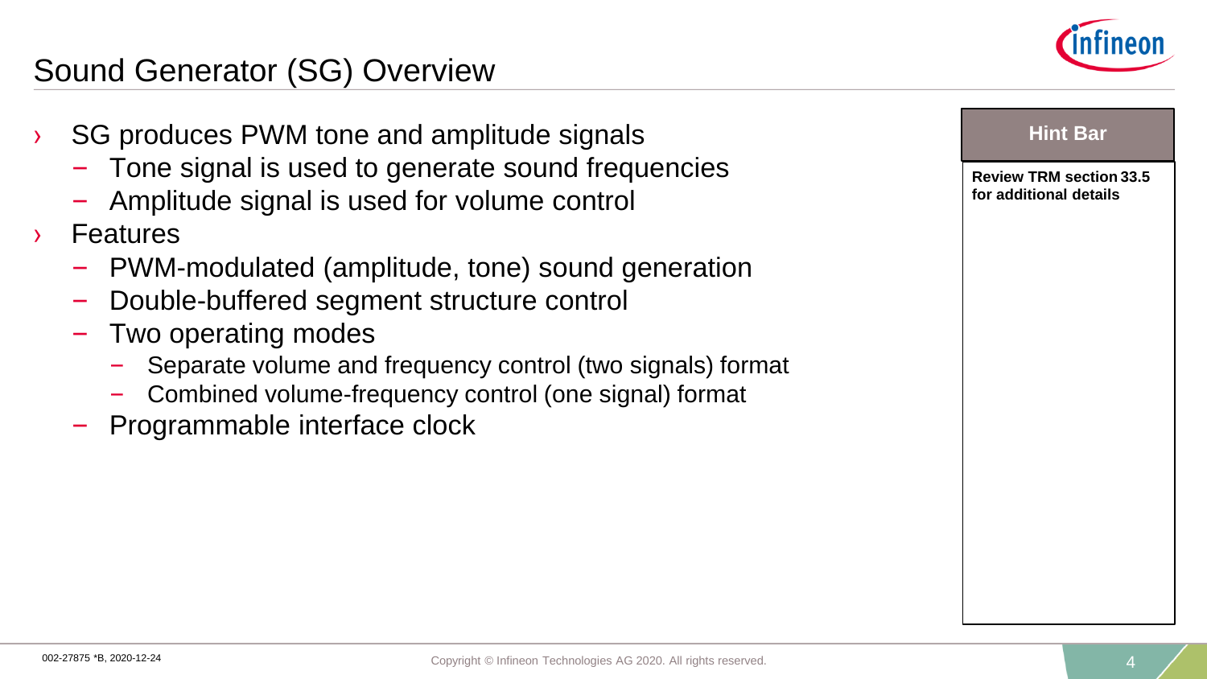# Sound Generator (SG) Overview

- SG produces PWM tone and amplitude signals
  - Tone signal is used to generate sound frequencies
  - Amplitude signal is used for volume control
- Features
  - PWM-modulated (amplitude, tone) sound generation
  - Double-buffered segment structure control
  - Two operating modes
    - Separate volume and frequency control (two signals) format
    - Combined volume-frequency control (one signal) format
  - Programmable interface clock

**Hint Bar**

**Review TRM section 33.5 for additional details**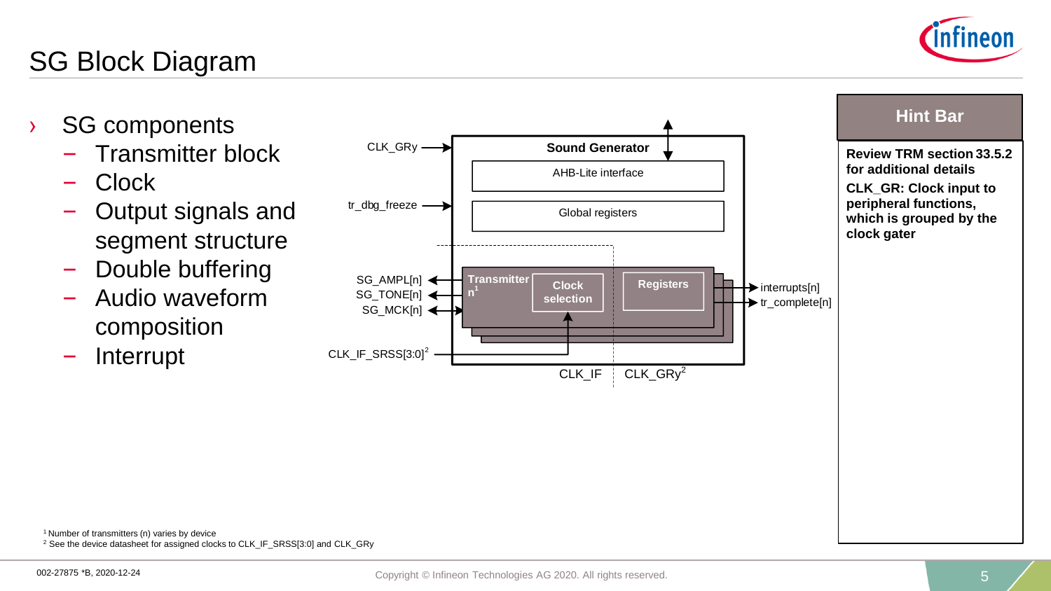# SG Block Diagram

- SG components
  - Transmitter block
  - Clock
  - Output signals and segment structure
  - Double buffering
  - Audio waveform composition
  - Interrupt

CLK_GRy

tr_dbg_freeze

**Sound Generator**

AHB-Lite interface

Global registers

SG_AMPL[n]

SG_TONE[n]

SG_MCK[n]

**Transmitter n[1]**

**Clock selection**

**Registers**

interrupts[n]

tr_complete[n]

CLK_IF_SRSS[3:0][2]

CLK_IF

CLK_GRy[2]

## Hint Bar

**Review TRM section 33.5.2 for additional details**

**CLK_GR: Clock input to peripheral functions, which is grouped by the clock gater**

[1] Number of transmitters (n) varies by device

[2] See the device datasheet for assigned clocks to CLK_IF_SRSS[3:0] and CLK_GRy

002-27875 *B, 2020-12-24

Copyright © Infineon Technologies AG 2020. All rights reserved.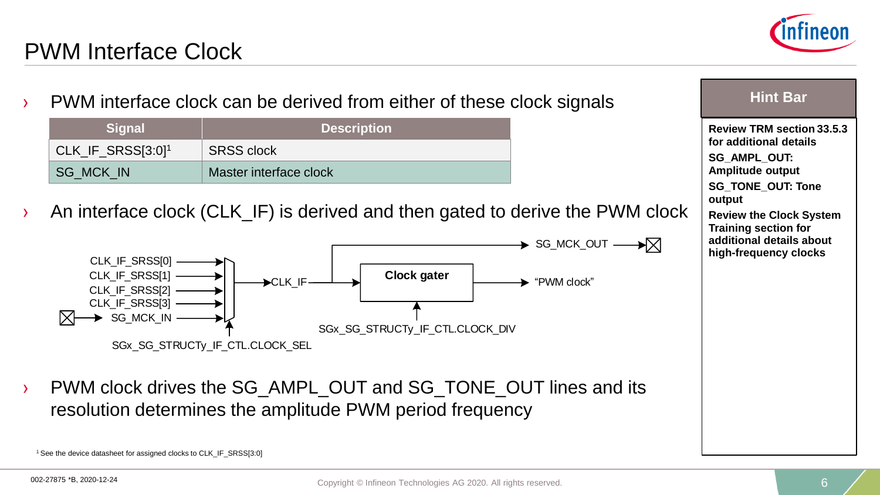# PWM Interface Clock

- PWM interface clock can be derived from either of these clock signals

| Signal | Description |
| --- | --- |
| CLK_IF_SRSS[3:0][1] | SRSS clock |
| SG_MCK_IN | Master interface clock |

- An interface clock (CLK_IF) is derived and then gated to derive the PWM clock

CLK_IF_SRSS[0]
CLK_IF_SRSS[1]
CLK_IF_SRSS[2]
CLK_IF_SRSS[3]
SG_MCK_IN
SGx_SG_STRUCTy_IF_CTL.CLOCK_SEL
CLK_IF
SG_MCK_OUT
Clock gater
SGx_SG_STRUCTy_IF_CTL.CLOCK_DIV
"PWM clock"

- PWM clock drives the SG_AMPL_OUT and SG_TONE_OUT lines and its resolution determines the amplitude PWM period frequency

[1] See the device datasheet for assigned clocks to CLK_IF_SRSS[3:0]

**Hint Bar**

**Review TRM section 33.5.3 for additional details**

**SG_AMPL_OUT: Amplitude output**

**SG_TONE_OUT: Tone output**

**Review the Clock System Training section for additional details about high-frequency clocks**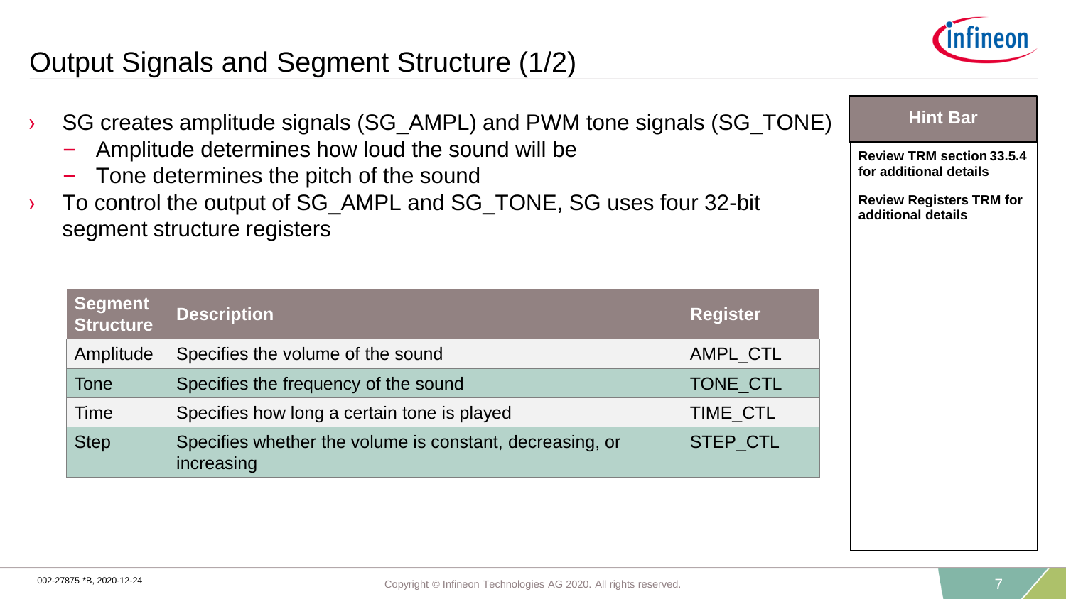# Output Signals and Segment Structure (1/2)

- SG creates amplitude signals (SG_AMPL) and PWM tone signals (SG_TONE)
  - Amplitude determines how loud the sound will be
  - Tone determines the pitch of the sound
- To control the output of SG_AMPL and SG_TONE, SG uses four 32-bit segment structure registers

| Segment Structure | Description | Register |
|---|---|---|
| Amplitude | Specifies the volume of the sound | AMPL_CTL |
| Tone | Specifies the frequency of the sound | TONE_CTL |
| Time | Specifies how long a certain tone is played | TIME_CTL |
| Step | Specifies whether the volume is constant, decreasing, or increasing | STEP_CTL |

**Hint Bar**

**Review TRM section 33.5.4 for additional details**

**Review Registers TRM for additional details**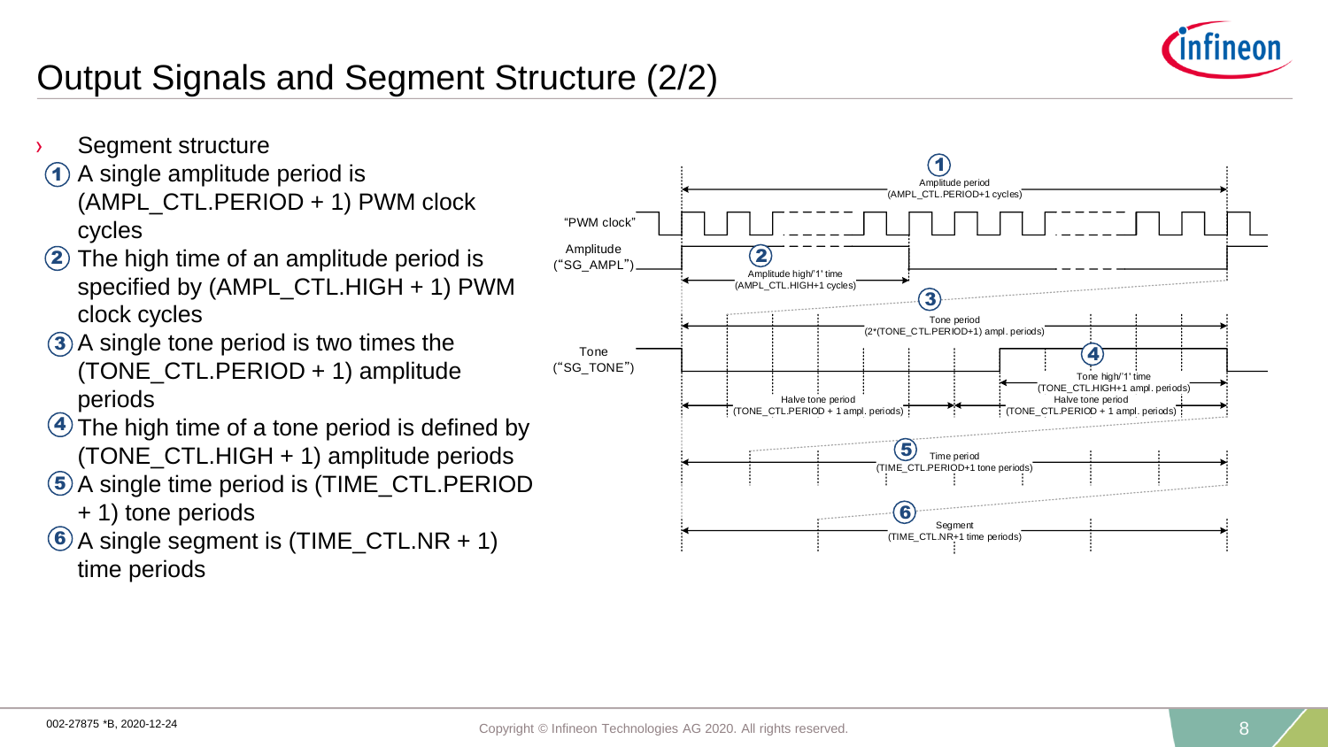# Output Signals and Segment Structure (2/2)

- Segment structure
  1. A single amplitude period is (AMPL_CTL.PERIOD + 1) PWM clock cycles
  2. The high time of an amplitude period is specified by (AMPL_CTL.HIGH + 1) PWM clock cycles
  3. A single tone period is two times the (TONE_CTL.PERIOD + 1) amplitude periods
  4. The high time of a tone period is defined by (TONE_CTL.HIGH + 1) amplitude periods
  5. A single time period is (TIME_CTL.PERIOD + 1) tone periods
  6. A single segment is (TIME_CTL.NR + 1) time periods

"PWM clock"

Amplitude ("SG_AMPL")

Tone ("SG_TONE")

1. Amplitude period (AMPL_CTL.PERIOD+1 cycles)
2. Amplitude high/'1' time (AMPL_CTL.HIGH+1 cycles)
3. Tone period (2*(TONE_CTL.PERIOD+1) ampl. periods)

Halve tone period (TONE_CTL.PERIOD + 1 ampl. periods)

4. Tone high/'1' time (TONE_CTL.HIGH+1 ampl. periods)

Halve tone period (TONE_CTL.PERIOD + 1 ampl. periods)

5. Time period (TIME_CTL.PERIOD+1 tone periods)
6. Segment (TIME_CTL.NR+1 time periods)

002-27875 *B, 2020-12-24

Copyright © Infineon Technologies AG 2020. All rights reserved.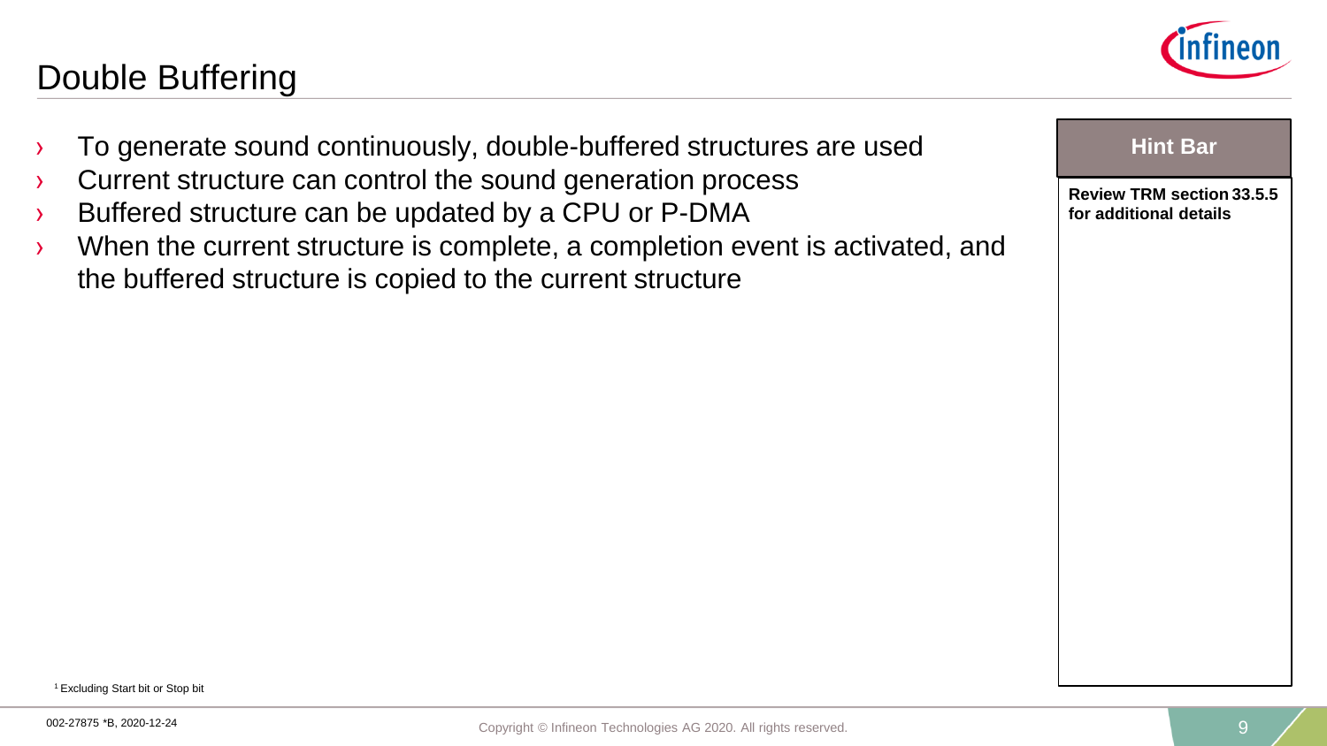# Double Buffering

- To generate sound continuously, double-buffered structures are used
- Current structure can control the sound generation process
- Buffered structure can be updated by a CPU or P-DMA
- When the current structure is complete, a completion event is activated, and the buffered structure is copied to the current structure

**Hint Bar**

**Review TRM section 33.5.5 for additional details**

[1] Excluding Start bit or Stop bit

002-27875 *B, 2020-12-24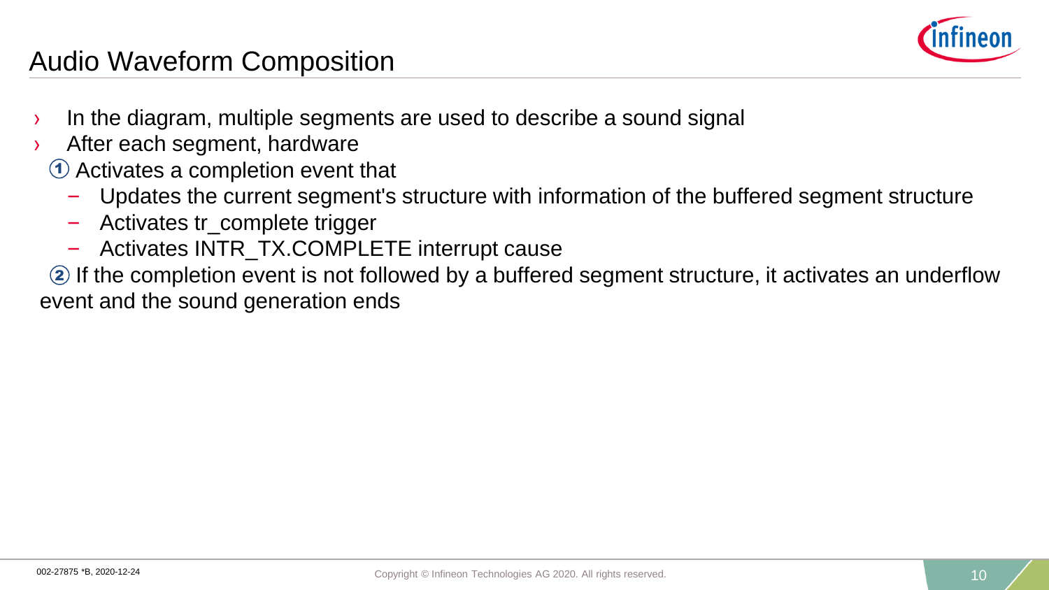# Audio Waveform Composition

- In the diagram, multiple segments are used to describe a sound signal
- After each segment, hardware

  ① Activates a completion event that

  - Updates the current segment's structure with information of the buffered segment structure
  - Activates tr_complete trigger
  - Activates INTR_TX.COMPLETE interrupt cause

  ② If the completion event is not followed by a buffered segment structure, it activates an underflow event and the sound generation ends

002-27875 *B, 2020-12-24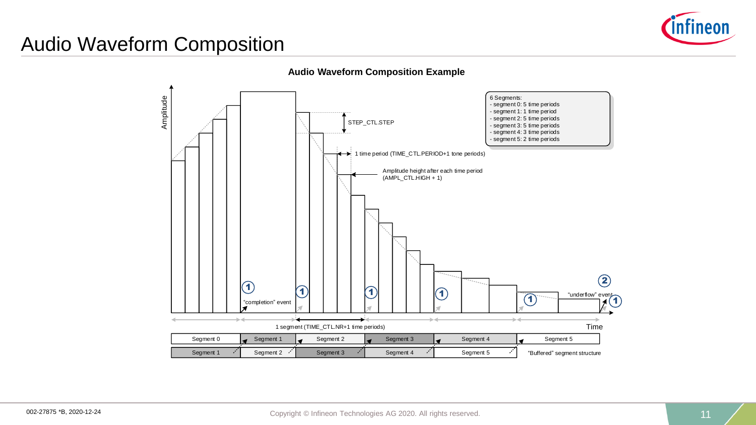# Audio Waveform Composition

**Audio Waveform Composition Example**

6 Segments:
- segment 0: 5 time periods
- segment 1: 1 time period
- segment 2: 5 time periods
- segment 3: 5 time periods
- segment 4: 3 time periods
- segment 5: 2 time periods

Amplitude

STEP_CTL.STEP

1 time period (TIME_CTL.PERIOD+1 tone periods)

Amplitude height after each time period (AMPL_CTL.HIGH + 1)

"completion" event

"underflow" event

1 segment (TIME_CTL.NR+1 time periods)

Time

| Segment 0 | Segment 1 | Segment 2 | Segment 3 | Segment 4 | Segment 5 |
|---|---|---|---|---|---|
| Segment 1 | Segment 2 | Segment 3 | Segment 4 | Segment 5 | |

"Buffered" segment structure

002-27875 *B, 2020-12-24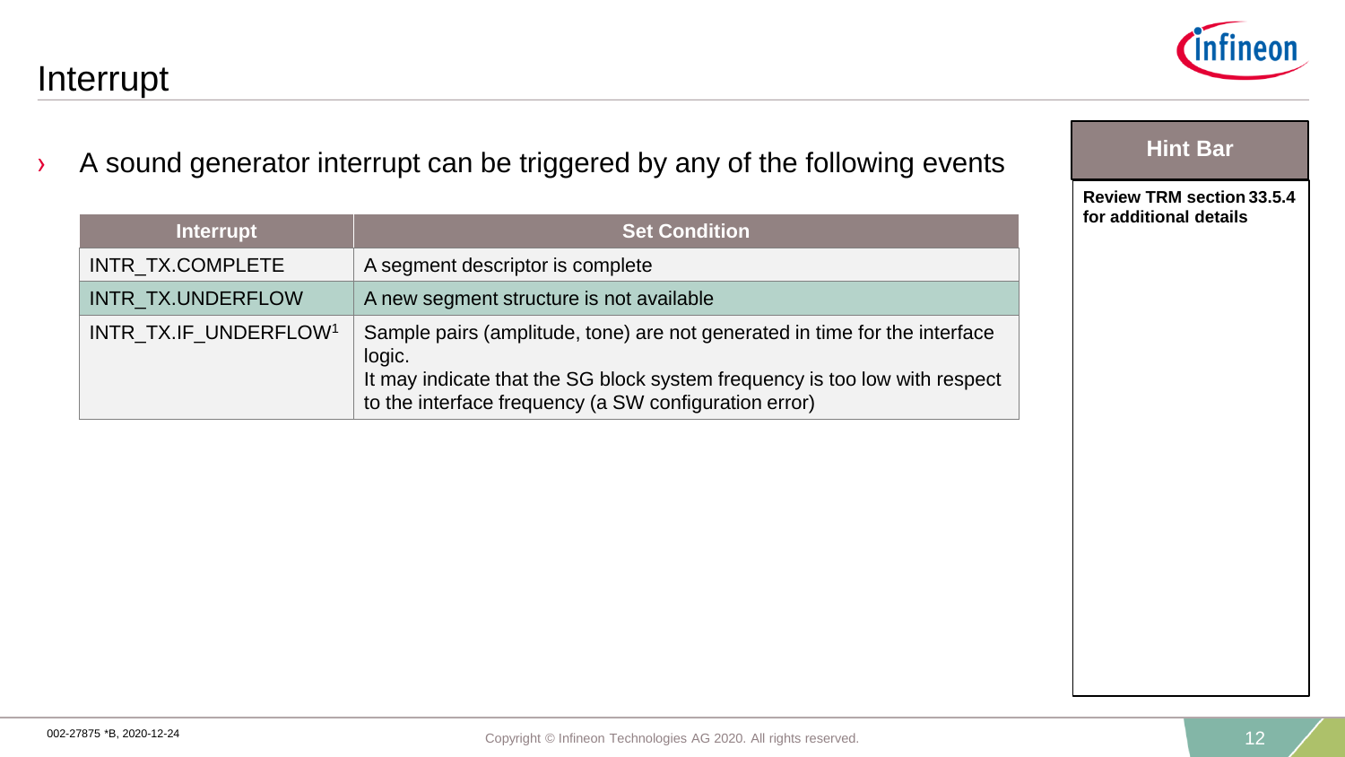# Interrupt

- A sound generator interrupt can be triggered by any of the following events

| Interrupt | Set Condition |
| --- | --- |
| INTR_TX.COMPLETE | A segment descriptor is complete |
| INTR_TX.UNDERFLOW | A new segment structure is not available |
| INTR_TX.IF_UNDERFLOW[1] | Sample pairs (amplitude, tone) are not generated in time for the interface logic.<br>It may indicate that the SG block system frequency is too low with respect to the interface frequency (a SW configuration error) |

**Hint Bar**

**Review TRM section 33.5.4 for additional details**

002-27875 *B, 2020-12-24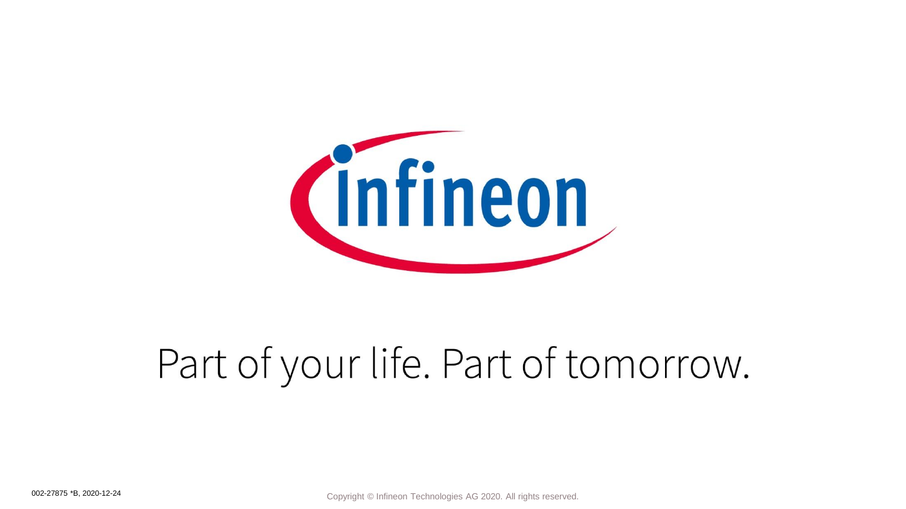Part of your life. Part of tomorrow.

002-27875 *B, 2020-12-24

Copyright © Infineon Technologies AG 2020. All rights reserved.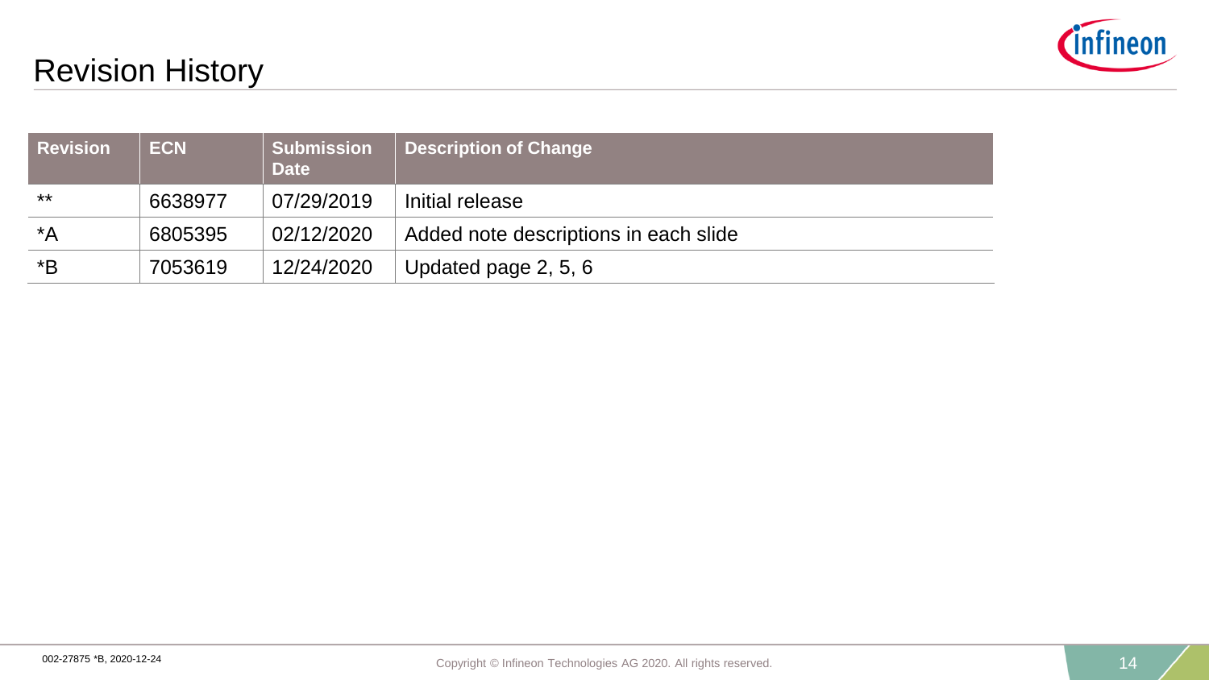# Revision History

| Revision | ECN | Submission Date | Description of Change |
|---|---|---|---|
| ** | 6638977 | 07/29/2019 | Initial release |
| *A | 6805395 | 02/12/2020 | Added note descriptions in each slide |
| *B | 7053619 | 12/24/2020 | Updated page 2, 5, 6 |